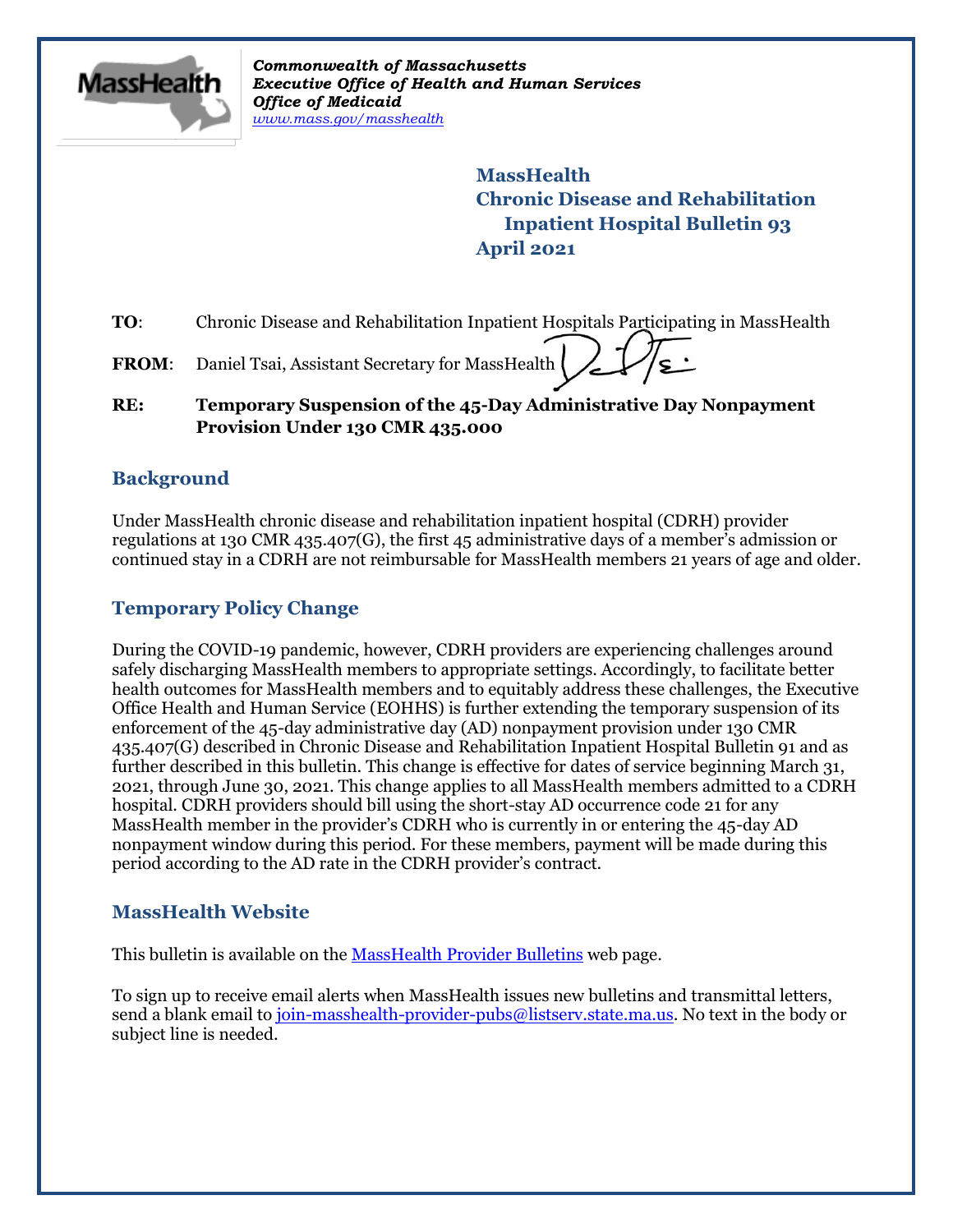*Commonwealth of Massachusetts*
***Executive Office of Health and Human Services***
***Office of Medicaid***
*www.mass.gov/masshealth*

**MassHealth**
**Chronic Disease and Rehabilitation Inpatient Hospital Bulletin 93**
**April 2021**

**TO**: Chronic Disease and Rehabilitation Inpatient Hospitals Participating in MassHealth

**FROM**: Daniel Tsai, Assistant Secretary for MassHealth

**RE: Temporary Suspension of the 45-Day Administrative Day Nonpayment Provision Under 130 CMR 435.000**

## Background

Under MassHealth chronic disease and rehabilitation inpatient hospital (CDRH) provider regulations at 130 CMR 435.407(G), the first 45 administrative days of a member's admission or continued stay in a CDRH are not reimbursable for MassHealth members 21 years of age and older.

## Temporary Policy Change

During the COVID-19 pandemic, however, CDRH providers are experiencing challenges around safely discharging MassHealth members to appropriate settings. Accordingly, to facilitate better health outcomes for MassHealth members and to equitably address these challenges, the Executive Office Health and Human Service (EOHHS) is further extending the temporary suspension of its enforcement of the 45-day administrative day (AD) nonpayment provision under 130 CMR 435.407(G) described in Chronic Disease and Rehabilitation Inpatient Hospital Bulletin 91 and as further described in this bulletin. This change is effective for dates of service beginning March 31, 2021, through June 30, 2021. This change applies to all MassHealth members admitted to a CDRH hospital. CDRH providers should bill using the short-stay AD occurrence code 21 for any MassHealth member in the provider's CDRH who is currently in or entering the 45-day AD nonpayment window during this period. For these members, payment will be made during this period according to the AD rate in the CDRH provider's contract.

## MassHealth Website

This bulletin is available on the MassHealth Provider Bulletins web page.

To sign up to receive email alerts when MassHealth issues new bulletins and transmittal letters, send a blank email to join-masshealth-provider-pubs@listserv.state.ma.us. No text in the body or subject line is needed.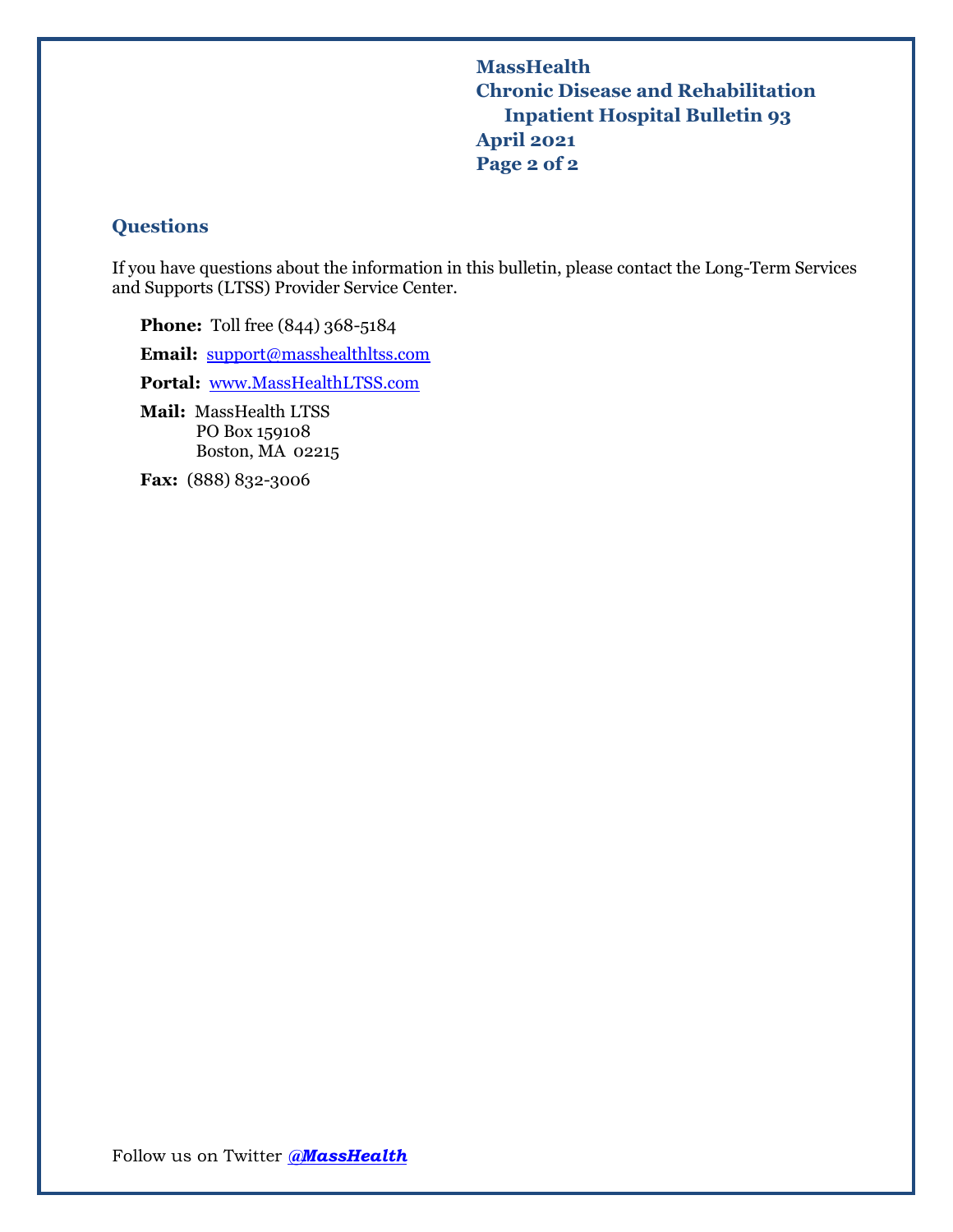## Questions

If you have questions about the information in this bulletin, please contact the Long-Term Services and Supports (LTSS) Provider Service Center.

**Phone:** Toll free (844) 368-5184

**Email:** support@masshealthltss.com

**Portal:** www.MassHealthLTSS.com

**Mail:** MassHealth LTSS
PO Box 159108
Boston, MA 02215

**Fax:** (888) 832-3006

Follow us on Twitter ***@MassHealth***